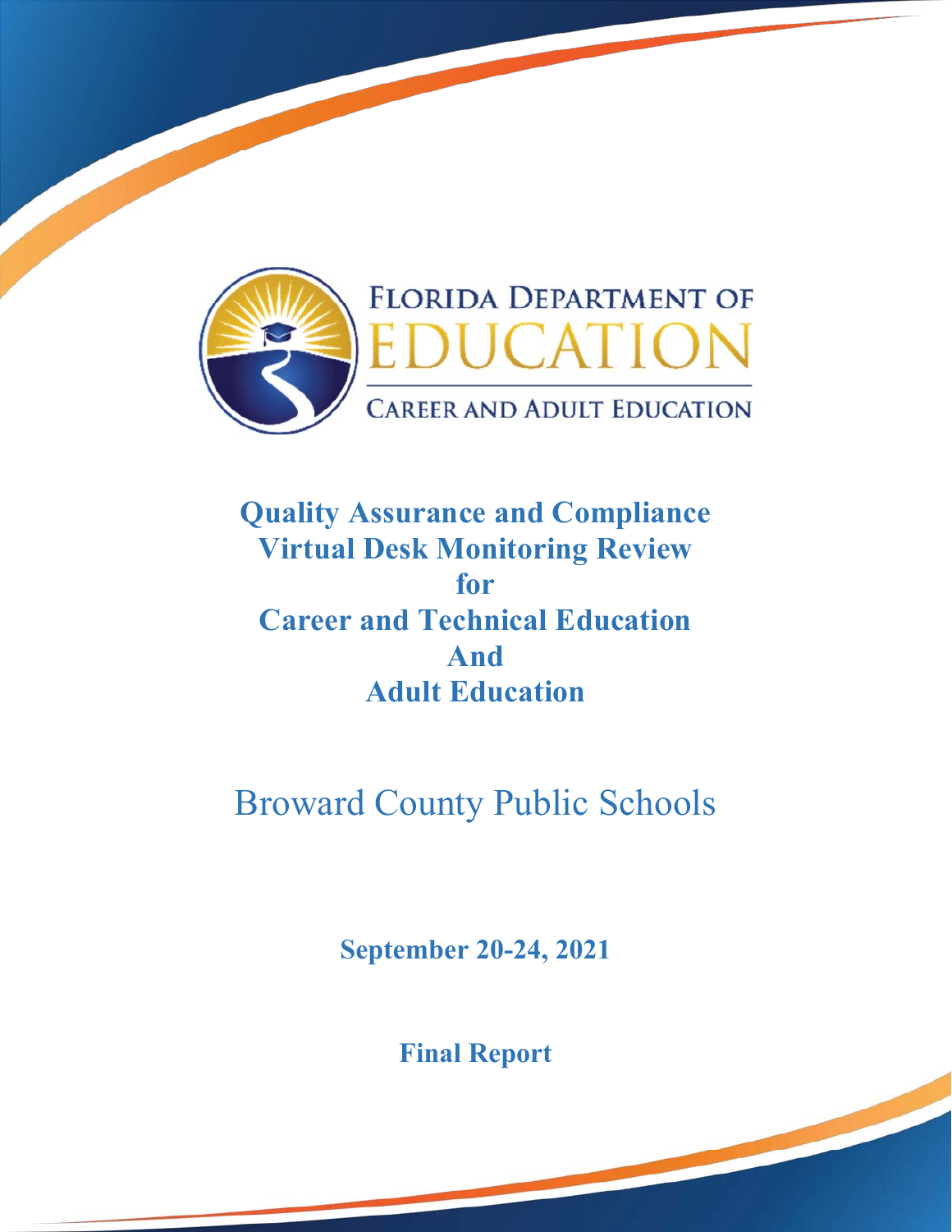FLORIDA DEPARTMENT OF EDUCATION

CAREER AND ADULT EDUCATION

# Quality Assurance and Compliance Virtual Desk Monitoring Review for Career and Technical Education And Adult Education

## Broward County Public Schools

**September 20-24, 2021**

**Final Report**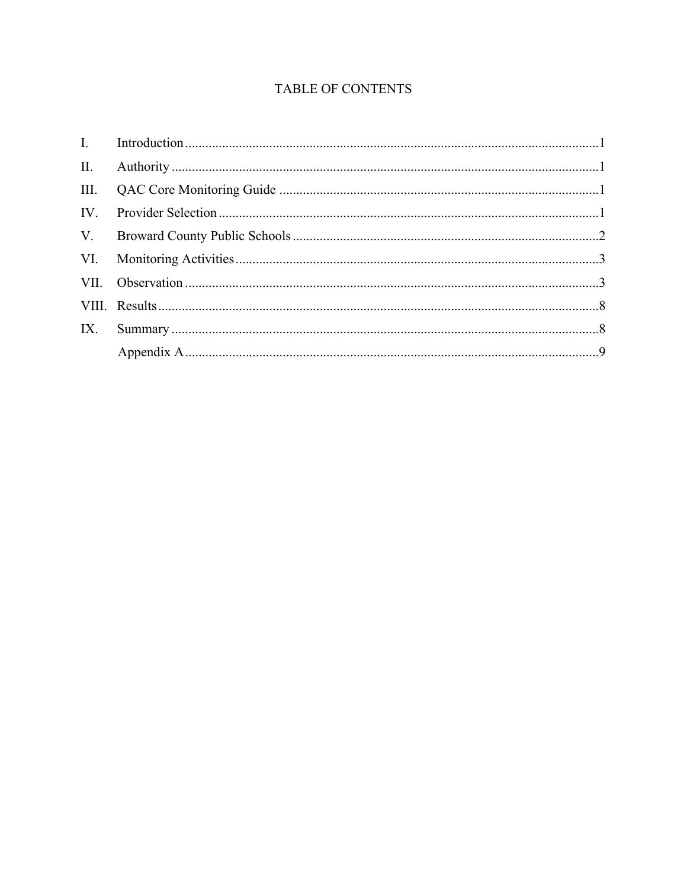# TABLE OF CONTENTS

| | | |
|---|---|---|
| I. | Introduction | 1 |
| II. | Authority | 1 |
| III. | QAC Core Monitoring Guide | 1 |
| IV. | Provider Selection | 1 |
| V. | Broward County Public Schools | 2 |
| VI. | Monitoring Activities | 3 |
| VII. | Observation | 3 |
| VIII. | Results | 8 |
| IX. | Summary | 8 |
| | Appendix A | 9 |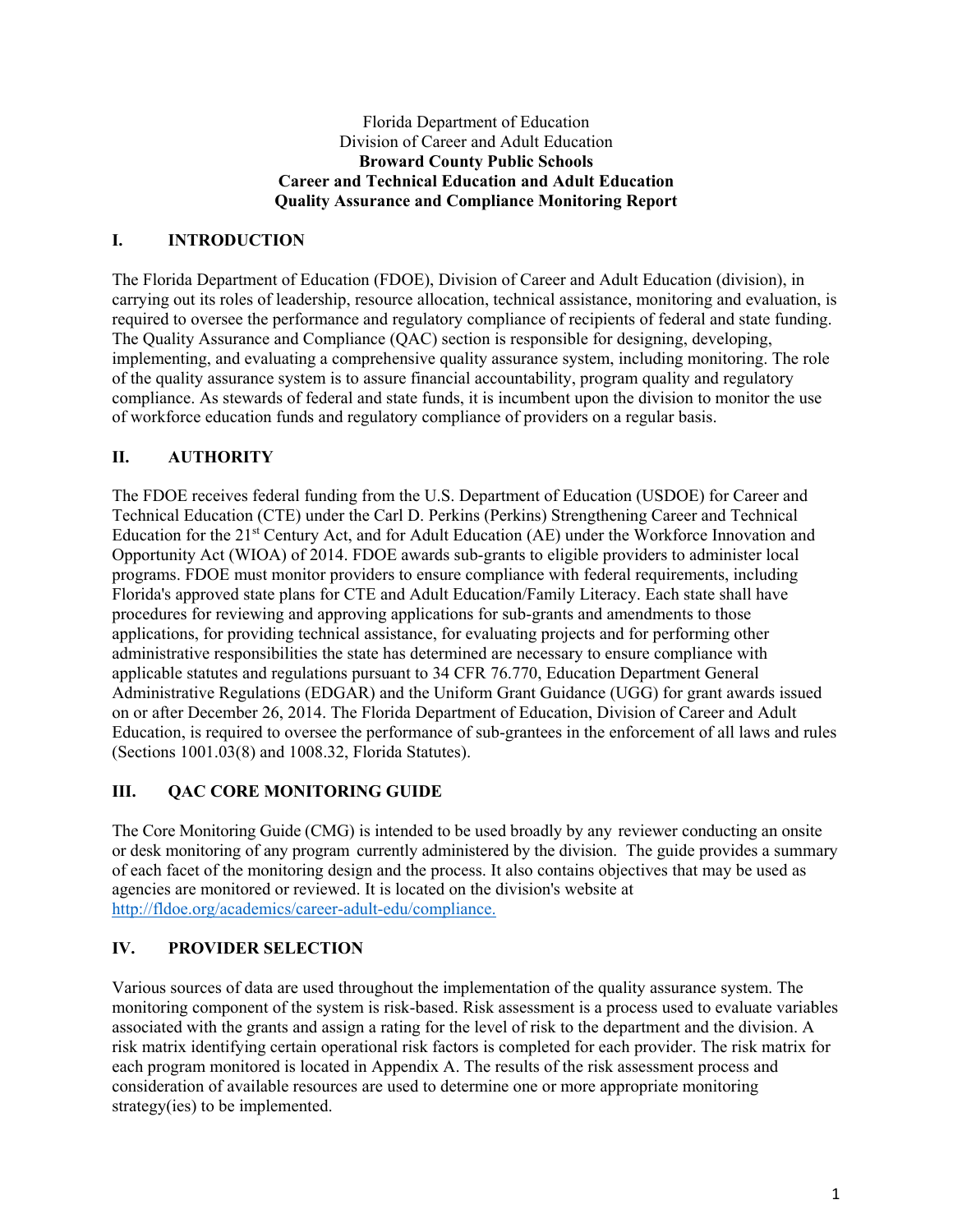Florida Department of Education
Division of Career and Adult Education

**Broward County Public Schools**
**Career and Technical Education and Adult Education**
**Quality Assurance and Compliance Monitoring Report**

## I. INTRODUCTION

The Florida Department of Education (FDOE), Division of Career and Adult Education (division), in carrying out its roles of leadership, resource allocation, technical assistance, monitoring and evaluation, is required to oversee the performance and regulatory compliance of recipients of federal and state funding. The Quality Assurance and Compliance (QAC) section is responsible for designing, developing, implementing, and evaluating a comprehensive quality assurance system, including monitoring. The role of the quality assurance system is to assure financial accountability, program quality and regulatory compliance. As stewards of federal and state funds, it is incumbent upon the division to monitor the use of workforce education funds and regulatory compliance of providers on a regular basis.

## II. AUTHORITY

The FDOE receives federal funding from the U.S. Department of Education (USDOE) for Career and Technical Education (CTE) under the Carl D. Perkins (Perkins) Strengthening Career and Technical Education for the 21st Century Act, and for Adult Education (AE) under the Workforce Innovation and Opportunity Act (WIOA) of 2014. FDOE awards sub-grants to eligible providers to administer local programs. FDOE must monitor providers to ensure compliance with federal requirements, including Florida's approved state plans for CTE and Adult Education/Family Literacy. Each state shall have procedures for reviewing and approving applications for sub-grants and amendments to those applications, for providing technical assistance, for evaluating projects and for performing other administrative responsibilities the state has determined are necessary to ensure compliance with applicable statutes and regulations pursuant to 34 CFR 76.770, Education Department General Administrative Regulations (EDGAR) and the Uniform Grant Guidance (UGG) for grant awards issued on or after December 26, 2014. The Florida Department of Education, Division of Career and Adult Education, is required to oversee the performance of sub-grantees in the enforcement of all laws and rules (Sections 1001.03(8) and 1008.32, Florida Statutes).

## III. QAC CORE MONITORING GUIDE

The Core Monitoring Guide (CMG) is intended to be used broadly by any reviewer conducting an onsite or desk monitoring of any program currently administered by the division. The guide provides a summary of each facet of the monitoring design and the process. It also contains objectives that may be used as agencies are monitored or reviewed. It is located on the division's website at [http://fldoe.org/academics/career-adult-edu/compliance.](http://fldoe.org/academics/career-adult-edu/compliance)

## IV. PROVIDER SELECTION

Various sources of data are used throughout the implementation of the quality assurance system. The monitoring component of the system is risk-based. Risk assessment is a process used to evaluate variables associated with the grants and assign a rating for the level of risk to the department and the division. A risk matrix identifying certain operational risk factors is completed for each provider. The risk matrix for each program monitored is located in Appendix A. The results of the risk assessment process and consideration of available resources are used to determine one or more appropriate monitoring strategy(ies) to be implemented.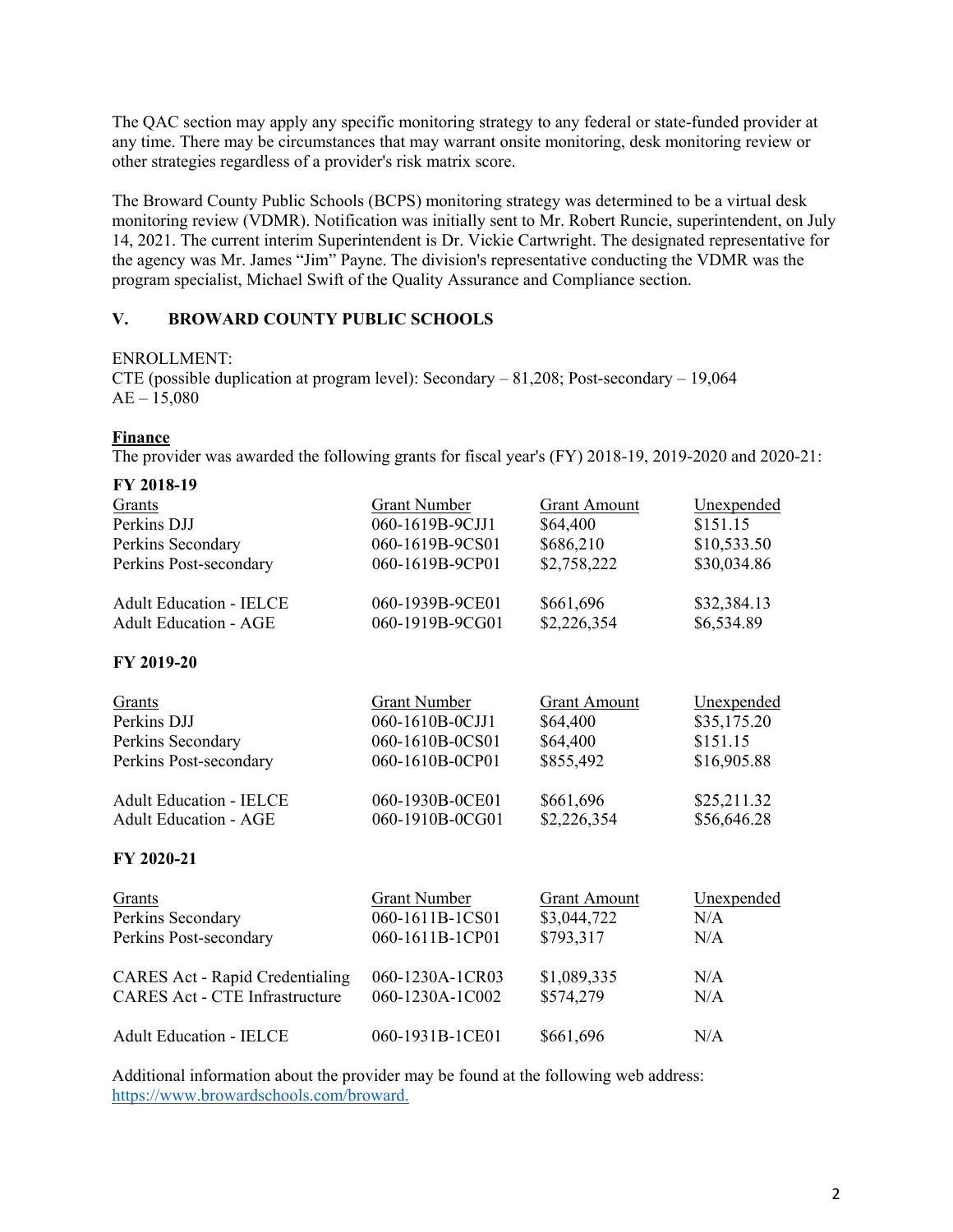The QAC section may apply any specific monitoring strategy to any federal or state-funded provider at any time. There may be circumstances that may warrant onsite monitoring, desk monitoring review or other strategies regardless of a provider's risk matrix score.

The Broward County Public Schools (BCPS) monitoring strategy was determined to be a virtual desk monitoring review (VDMR). Notification was initially sent to Mr. Robert Runcie, superintendent, on July 14, 2021. The current interim Superintendent is Dr. Vickie Cartwright. The designated representative for the agency was Mr. James "Jim" Payne. The division's representative conducting the VDMR was the program specialist, Michael Swift of the Quality Assurance and Compliance section.

## V. BROWARD COUNTY PUBLIC SCHOOLS

ENROLLMENT:
CTE (possible duplication at program level): Secondary – 81,208; Post-secondary – 19,064
AE – 15,080

### Finance

The provider was awarded the following grants for fiscal year's (FY) 2018-19, 2019-2020 and 2020-21:

**FY 2018-19**

| Grants | Grant Number | Grant Amount | Unexpended |
|---|---|---|---|
| Perkins DJJ | 060-1619B-9CJJ1 | $64,400 | $151.15 |
| Perkins Secondary | 060-1619B-9CS01 | $686,210 | $10,533.50 |
| Perkins Post-secondary | 060-1619B-9CP01 | $2,758,222 | $30,034.86 |
| Adult Education - IELCE | 060-1939B-9CE01 | $661,696 | $32,384.13 |
| Adult Education - AGE | 060-1919B-9CG01 | $2,226,354 | $6,534.89 |

**FY 2019-20**

| Grants | Grant Number | Grant Amount | Unexpended |
|---|---|---|---|
| Perkins DJJ | 060-1610B-0CJJ1 | $64,400 | $35,175.20 |
| Perkins Secondary | 060-1610B-0CS01 | $64,400 | $151.15 |
| Perkins Post-secondary | 060-1610B-0CP01 | $855,492 | $16,905.88 |
| Adult Education - IELCE | 060-1930B-0CE01 | $661,696 | $25,211.32 |
| Adult Education - AGE | 060-1910B-0CG01 | $2,226,354 | $56,646.28 |

**FY 2020-21**

| Grants | Grant Number | Grant Amount | Unexpended |
|---|---|---|---|
| Perkins Secondary | 060-1611B-1CS01 | $3,044,722 | N/A |
| Perkins Post-secondary | 060-1611B-1CP01 | $793,317 | N/A |
| CARES Act - Rapid Credentialing | 060-1230A-1CR03 | $1,089,335 | N/A |
| CARES Act - CTE Infrastructure | 060-1230A-1C002 | $574,279 | N/A |
| Adult Education - IELCE | 060-1931B-1CE01 | $661,696 | N/A |

Additional information about the provider may be found at the following web address: https://www.browardschools.com/broward.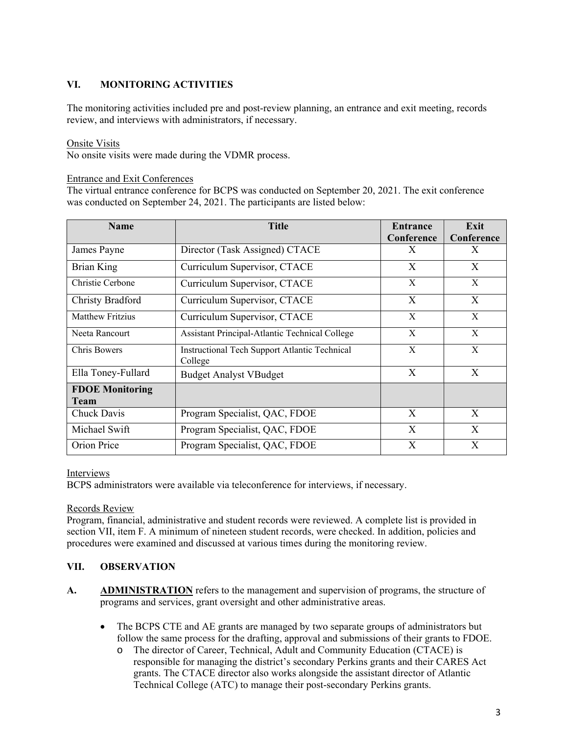## VI. MONITORING ACTIVITIES

The monitoring activities included pre and post-review planning, an entrance and exit meeting, records review, and interviews with administrators, if necessary.

Onsite Visits
No onsite visits were made during the VDMR process.

Entrance and Exit Conferences
The virtual entrance conference for BCPS was conducted on September 20, 2021. The exit conference was conducted on September 24, 2021. The participants are listed below:

| Name | Title | Entrance Conference | Exit Conference |
|---|---|---|---|
| James Payne | Director (Task Assigned) CTACE | X | X |
| Brian King | Curriculum Supervisor, CTACE | X | X |
| Christie Cerbone | Curriculum Supervisor, CTACE | X | X |
| Christy Bradford | Curriculum Supervisor, CTACE | X | X |
| Matthew Fritzius | Curriculum Supervisor, CTACE | X | X |
| Neeta Rancourt | Assistant Principal-Atlantic Technical College | X | X |
| Chris Bowers | Instructional Tech Support Atlantic Technical College | X | X |
| Ella Toney-Fullard | Budget Analyst VBudget | X | X |
| **FDOE Monitoring Team** | | | |
| Chuck Davis | Program Specialist, QAC, FDOE | X | X |
| Michael Swift | Program Specialist, QAC, FDOE | X | X |
| Orion Price | Program Specialist, QAC, FDOE | X | X |

Interviews
BCPS administrators were available via teleconference for interviews, if necessary.

Records Review
Program, financial, administrative and student records were reviewed. A complete list is provided in section VII, item F. A minimum of nineteen student records, were checked. In addition, policies and procedures were examined and discussed at various times during the monitoring review.

## VII. OBSERVATION

**A. ADMINISTRATION** refers to the management and supervision of programs, the structure of programs and services, grant oversight and other administrative areas.

- The BCPS CTE and AE grants are managed by two separate groups of administrators but follow the same process for the drafting, approval and submissions of their grants to FDOE.
  - The director of Career, Technical, Adult and Community Education (CTACE) is responsible for managing the district's secondary Perkins grants and their CARES Act grants. The CTACE director also works alongside the assistant director of Atlantic Technical College (ATC) to manage their post-secondary Perkins grants.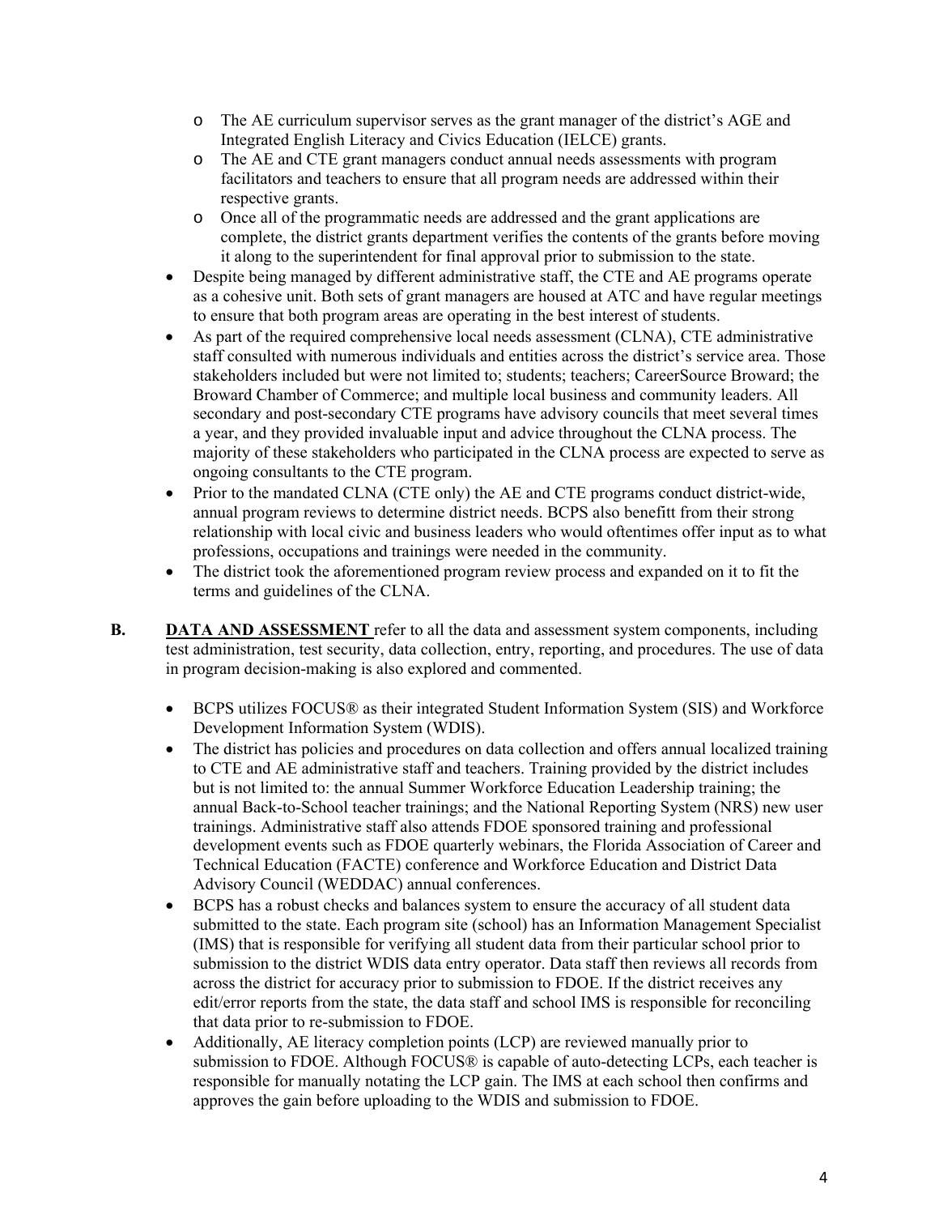- The AE curriculum supervisor serves as the grant manager of the district's AGE and Integrated English Literacy and Civics Education (IELCE) grants.
    - The AE and CTE grant managers conduct annual needs assessments with program facilitators and teachers to ensure that all program needs are addressed within their respective grants.
    - Once all of the programmatic needs are addressed and the grant applications are complete, the district grants department verifies the contents of the grants before moving it along to the superintendent for final approval prior to submission to the state.
- Despite being managed by different administrative staff, the CTE and AE programs operate as a cohesive unit. Both sets of grant managers are housed at ATC and have regular meetings to ensure that both program areas are operating in the best interest of students.
- As part of the required comprehensive local needs assessment (CLNA), CTE administrative staff consulted with numerous individuals and entities across the district's service area. Those stakeholders included but were not limited to; students; teachers; CareerSource Broward; the Broward Chamber of Commerce; and multiple local business and community leaders. All secondary and post-secondary CTE programs have advisory councils that meet several times a year, and they provided invaluable input and advice throughout the CLNA process. The majority of these stakeholders who participated in the CLNA process are expected to serve as ongoing consultants to the CTE program.
- Prior to the mandated CLNA (CTE only) the AE and CTE programs conduct district-wide, annual program reviews to determine district needs. BCPS also benefitt from their strong relationship with local civic and business leaders who would oftentimes offer input as to what professions, occupations and trainings were needed in the community.
- The district took the aforementioned program review process and expanded on it to fit the terms and guidelines of the CLNA.

**B. <u>DATA AND ASSESSMENT</u>** refer to all the data and assessment system components, including test administration, test security, data collection, entry, reporting, and procedures. The use of data in program decision-making is also explored and commented.

- BCPS utilizes FOCUS® as their integrated Student Information System (SIS) and Workforce Development Information System (WDIS).
- The district has policies and procedures on data collection and offers annual localized training to CTE and AE administrative staff and teachers. Training provided by the district includes but is not limited to: the annual Summer Workforce Education Leadership training; the annual Back-to-School teacher trainings; and the National Reporting System (NRS) new user trainings. Administrative staff also attends FDOE sponsored training and professional development events such as FDOE quarterly webinars, the Florida Association of Career and Technical Education (FACTE) conference and Workforce Education and District Data Advisory Council (WEDDAC) annual conferences.
- BCPS has a robust checks and balances system to ensure the accuracy of all student data submitted to the state. Each program site (school) has an Information Management Specialist (IMS) that is responsible for verifying all student data from their particular school prior to submission to the district WDIS data entry operator. Data staff then reviews all records from across the district for accuracy prior to submission to FDOE. If the district receives any edit/error reports from the state, the data staff and school IMS is responsible for reconciling that data prior to re-submission to FDOE.
- Additionally, AE literacy completion points (LCP) are reviewed manually prior to submission to FDOE. Although FOCUS® is capable of auto-detecting LCPs, each teacher is responsible for manually notating the LCP gain. The IMS at each school then confirms and approves the gain before uploading to the WDIS and submission to FDOE.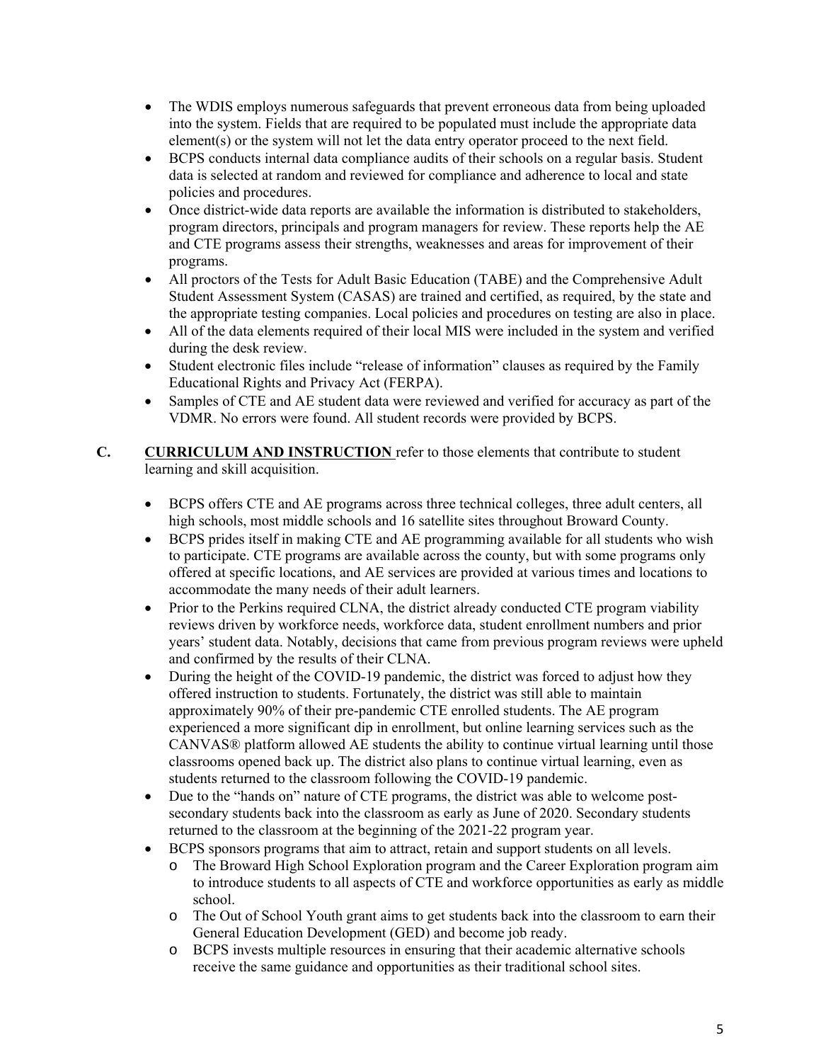- The WDIS employs numerous safeguards that prevent erroneous data from being uploaded into the system. Fields that are required to be populated must include the appropriate data element(s) or the system will not let the data entry operator proceed to the next field.
- BCPS conducts internal data compliance audits of their schools on a regular basis. Student data is selected at random and reviewed for compliance and adherence to local and state policies and procedures.
- Once district-wide data reports are available the information is distributed to stakeholders, program directors, principals and program managers for review. These reports help the AE and CTE programs assess their strengths, weaknesses and areas for improvement of their programs.
- All proctors of the Tests for Adult Basic Education (TABE) and the Comprehensive Adult Student Assessment System (CASAS) are trained and certified, as required, by the state and the appropriate testing companies. Local policies and procedures on testing are also in place.
- All of the data elements required of their local MIS were included in the system and verified during the desk review.
- Student electronic files include "release of information" clauses as required by the Family Educational Rights and Privacy Act (FERPA).
- Samples of CTE and AE student data were reviewed and verified for accuracy as part of the VDMR. No errors were found. All student records were provided by BCPS.

**C. CURRICULUM AND INSTRUCTION** refer to those elements that contribute to student learning and skill acquisition.

- BCPS offers CTE and AE programs across three technical colleges, three adult centers, all high schools, most middle schools and 16 satellite sites throughout Broward County.
- BCPS prides itself in making CTE and AE programming available for all students who wish to participate. CTE programs are available across the county, but with some programs only offered at specific locations, and AE services are provided at various times and locations to accommodate the many needs of their adult learners.
- Prior to the Perkins required CLNA, the district already conducted CTE program viability reviews driven by workforce needs, workforce data, student enrollment numbers and prior years' student data. Notably, decisions that came from previous program reviews were upheld and confirmed by the results of their CLNA.
- During the height of the COVID-19 pandemic, the district was forced to adjust how they offered instruction to students. Fortunately, the district was still able to maintain approximately 90% of their pre-pandemic CTE enrolled students. The AE program experienced a more significant dip in enrollment, but online learning services such as the CANVAS® platform allowed AE students the ability to continue virtual learning until those classrooms opened back up. The district also plans to continue virtual learning, even as students returned to the classroom following the COVID-19 pandemic.
- Due to the "hands on" nature of CTE programs, the district was able to welcome post-secondary students back into the classroom as early as June of 2020. Secondary students returned to the classroom at the beginning of the 2021-22 program year.
- BCPS sponsors programs that aim to attract, retain and support students on all levels.
  - The Broward High School Exploration program and the Career Exploration program aim to introduce students to all aspects of CTE and workforce opportunities as early as middle school.
  - The Out of School Youth grant aims to get students back into the classroom to earn their General Education Development (GED) and become job ready.
  - BCPS invests multiple resources in ensuring that their academic alternative schools receive the same guidance and opportunities as their traditional school sites.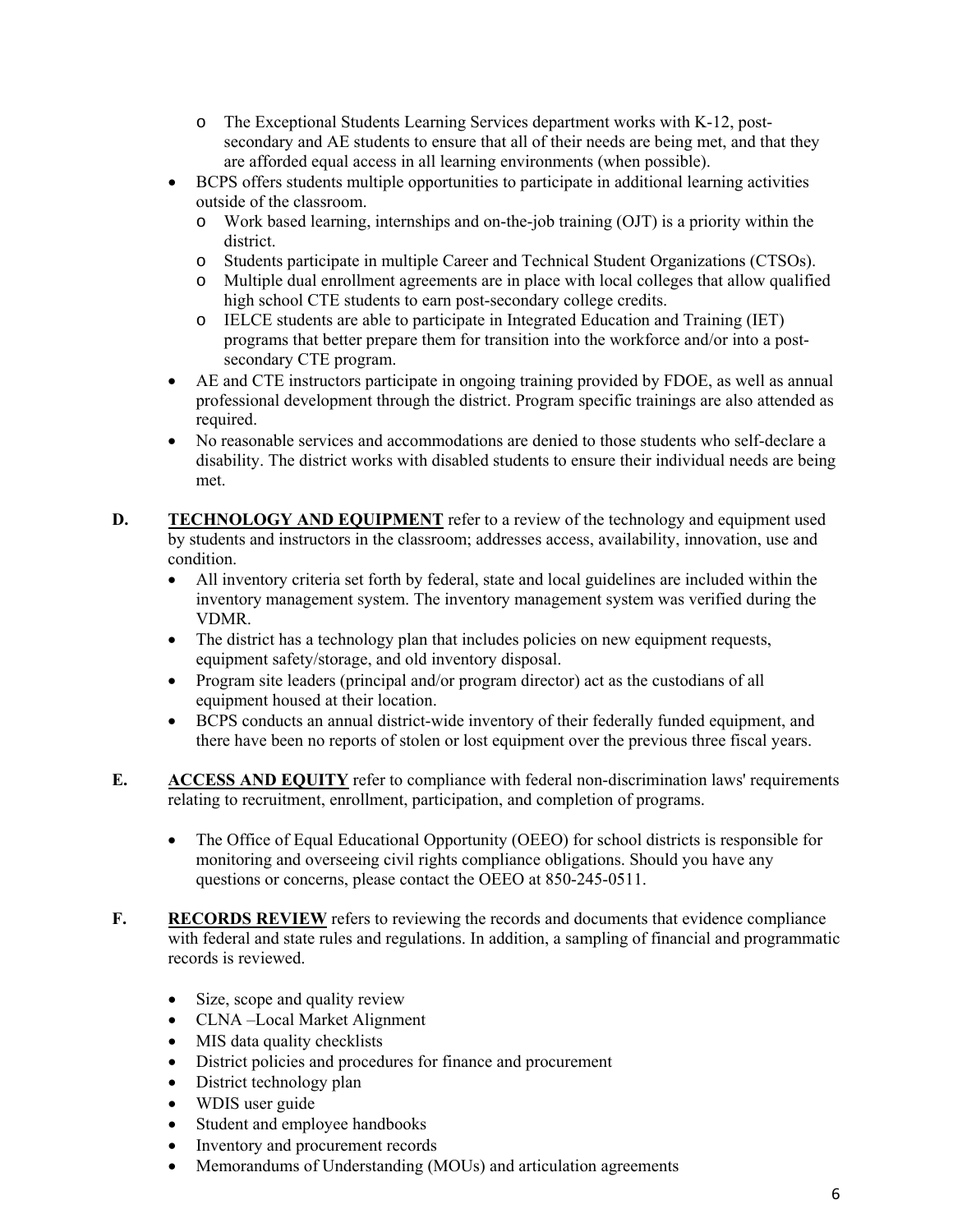- The Exceptional Students Learning Services department works with K-12, post-secondary and AE students to ensure that all of their needs are being met, and that they are afforded equal access in all learning environments (when possible).
- BCPS offers students multiple opportunities to participate in additional learning activities outside of the classroom.
  - Work based learning, internships and on-the-job training (OJT) is a priority within the district.
  - Students participate in multiple Career and Technical Student Organizations (CTSOs).
  - Multiple dual enrollment agreements are in place with local colleges that allow qualified high school CTE students to earn post-secondary college credits.
  - IELCE students are able to participate in Integrated Education and Training (IET) programs that better prepare them for transition into the workforce and/or into a post-secondary CTE program.
- AE and CTE instructors participate in ongoing training provided by FDOE, as well as annual professional development through the district. Program specific trainings are also attended as required.
- No reasonable services and accommodations are denied to those students who self-declare a disability. The district works with disabled students to ensure their individual needs are being met.

**D.** **TECHNOLOGY AND EQUIPMENT** refer to a review of the technology and equipment used by students and instructors in the classroom; addresses access, availability, innovation, use and condition.

- All inventory criteria set forth by federal, state and local guidelines are included within the inventory management system. The inventory management system was verified during the VDMR.
- The district has a technology plan that includes policies on new equipment requests, equipment safety/storage, and old inventory disposal.
- Program site leaders (principal and/or program director) act as the custodians of all equipment housed at their location.
- BCPS conducts an annual district-wide inventory of their federally funded equipment, and there have been no reports of stolen or lost equipment over the previous three fiscal years.

**E.** **ACCESS AND EQUITY** refer to compliance with federal non-discrimination laws' requirements relating to recruitment, enrollment, participation, and completion of programs.

- The Office of Equal Educational Opportunity (OEEO) for school districts is responsible for monitoring and overseeing civil rights compliance obligations. Should you have any questions or concerns, please contact the OEEO at 850-245-0511.

**F.** **RECORDS REVIEW** refers to reviewing the records and documents that evidence compliance with federal and state rules and regulations. In addition, a sampling of financial and programmatic records is reviewed.

- Size, scope and quality review
- CLNA –Local Market Alignment
- MIS data quality checklists
- District policies and procedures for finance and procurement
- District technology plan
- WDIS user guide
- Student and employee handbooks
- Inventory and procurement records
- Memorandums of Understanding (MOUs) and articulation agreements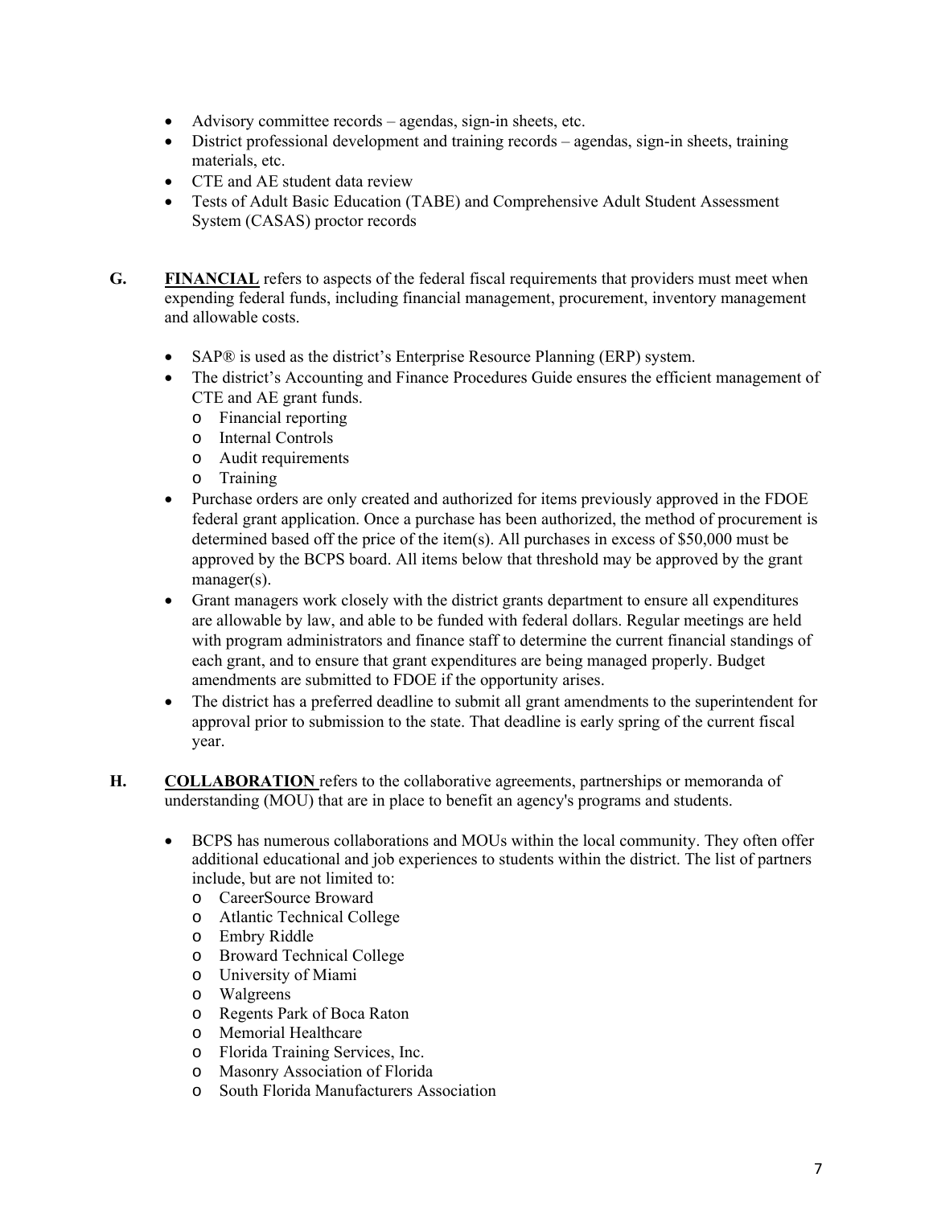- Advisory committee records – agendas, sign-in sheets, etc.
- District professional development and training records – agendas, sign-in sheets, training materials, etc.
- CTE and AE student data review
- Tests of Adult Basic Education (TABE) and Comprehensive Adult Student Assessment System (CASAS) proctor records

**G.** **FINANCIAL** refers to aspects of the federal fiscal requirements that providers must meet when expending federal funds, including financial management, procurement, inventory management and allowable costs.

- SAP® is used as the district's Enterprise Resource Planning (ERP) system.
- The district's Accounting and Finance Procedures Guide ensures the efficient management of CTE and AE grant funds.
  - Financial reporting
  - Internal Controls
  - Audit requirements
  - Training
- Purchase orders are only created and authorized for items previously approved in the FDOE federal grant application. Once a purchase has been authorized, the method of procurement is determined based off the price of the item(s). All purchases in excess of $50,000 must be approved by the BCPS board. All items below that threshold may be approved by the grant manager(s).
- Grant managers work closely with the district grants department to ensure all expenditures are allowable by law, and able to be funded with federal dollars. Regular meetings are held with program administrators and finance staff to determine the current financial standings of each grant, and to ensure that grant expenditures are being managed properly. Budget amendments are submitted to FDOE if the opportunity arises.
- The district has a preferred deadline to submit all grant amendments to the superintendent for approval prior to submission to the state. That deadline is early spring of the current fiscal year.

**H.** **COLLABORATION** refers to the collaborative agreements, partnerships or memoranda of understanding (MOU) that are in place to benefit an agency's programs and students.

- BCPS has numerous collaborations and MOUs within the local community. They often offer additional educational and job experiences to students within the district. The list of partners include, but are not limited to:
  - CareerSource Broward
  - Atlantic Technical College
  - Embry Riddle
  - Broward Technical College
  - University of Miami
  - Walgreens
  - Regents Park of Boca Raton
  - Memorial Healthcare
  - Florida Training Services, Inc.
  - Masonry Association of Florida
  - South Florida Manufacturers Association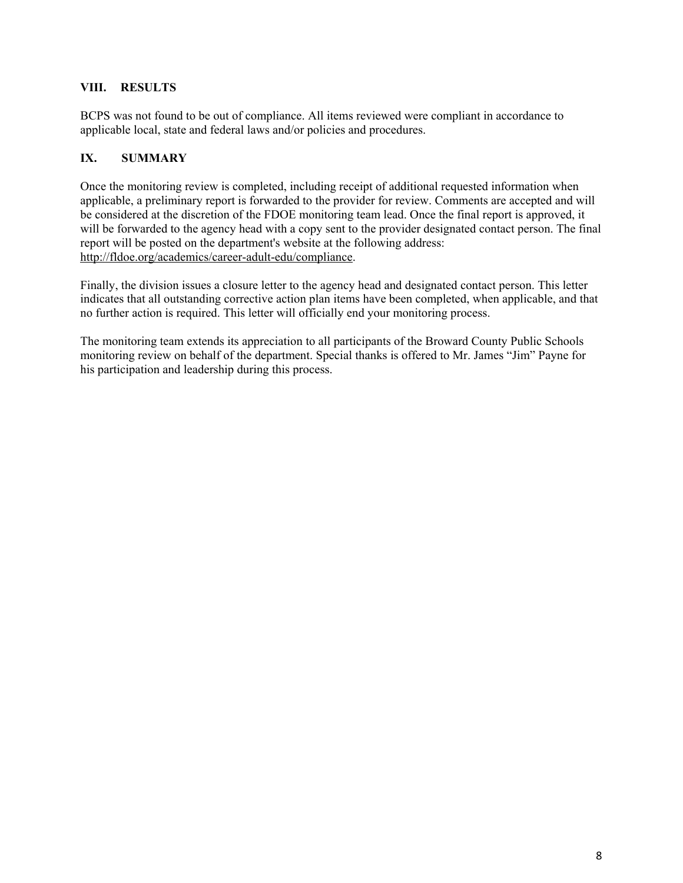## VIII. RESULTS

BCPS was not found to be out of compliance. All items reviewed were compliant in accordance to applicable local, state and federal laws and/or policies and procedures.

## IX. SUMMARY

Once the monitoring review is completed, including receipt of additional requested information when applicable, a preliminary report is forwarded to the provider for review. Comments are accepted and will be considered at the discretion of the FDOE monitoring team lead. Once the final report is approved, it will be forwarded to the agency head with a copy sent to the provider designated contact person. The final report will be posted on the department's website at the following address: http://fldoe.org/academics/career-adult-edu/compliance.

Finally, the division issues a closure letter to the agency head and designated contact person. This letter indicates that all outstanding corrective action plan items have been completed, when applicable, and that no further action is required. This letter will officially end your monitoring process.

The monitoring team extends its appreciation to all participants of the Broward County Public Schools monitoring review on behalf of the department. Special thanks is offered to Mr. James "Jim" Payne for his participation and leadership during this process.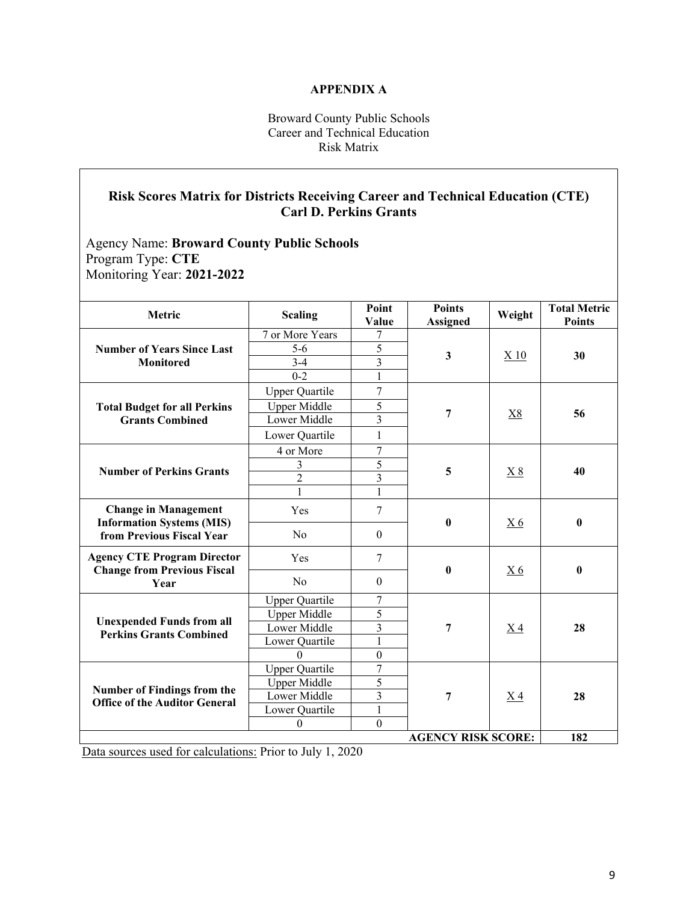# APPENDIX A

Broward County Public Schools
Career and Technical Education
Risk Matrix

## Risk Scores Matrix for Districts Receiving Career and Technical Education (CTE) Carl D. Perkins Grants

Agency Name: **Broward County Public Schools**
Program Type: **CTE**
Monitoring Year: **2021-2022**

| Metric | Scaling | Point Value | Points Assigned | Weight | Total Metric Points |
|---|---|---|---|---|---|
| **Number of Years Since Last Monitored** | 7 or More Years | 7 | **3** | X 10 | **30** |
| | 5-6 | 5 | | | |
| | 3-4 | 3 | | | |
| | 0-2 | 1 | | | |
| **Total Budget for all Perkins Grants Combined** | Upper Quartile | 7 | **7** | X8 | **56** |
| | Upper Middle | 5 | | | |
| | Lower Middle | 3 | | | |
| | Lower Quartile | 1 | | | |
| **Number of Perkins Grants** | 4 or More | 7 | **5** | X 8 | **40** |
| | 3 | 5 | | | |
| | 2 | 3 | | | |
| | 1 | 1 | | | |
| **Change in Management Information Systems (MIS) from Previous Fiscal Year** | Yes | 7 | **0** | X 6 | **0** |
| | No | 0 | | | |
| **Agency CTE Program Director Change from Previous Fiscal Year** | Yes | 7 | **0** | X 6 | **0** |
| | No | 0 | | | |
| **Unexpended Funds from all Perkins Grants Combined** | Upper Quartile | 7 | **7** | X 4 | **28** |
| | Upper Middle | 5 | | | |
| | Lower Middle | 3 | | | |
| | Lower Quartile | 1 | | | |
| | 0 | 0 | | | |
| **Number of Findings from the Office of the Auditor General** | Upper Quartile | 7 | **7** | X 4 | **28** |
| | Upper Middle | 5 | | | |
| | Lower Middle | 3 | | | |
| | Lower Quartile | 1 | | | |
| | 0 | 0 | | | |
| | | | **AGENCY RISK SCORE:** | | **182** |

Data sources used for calculations: Prior to July 1, 2020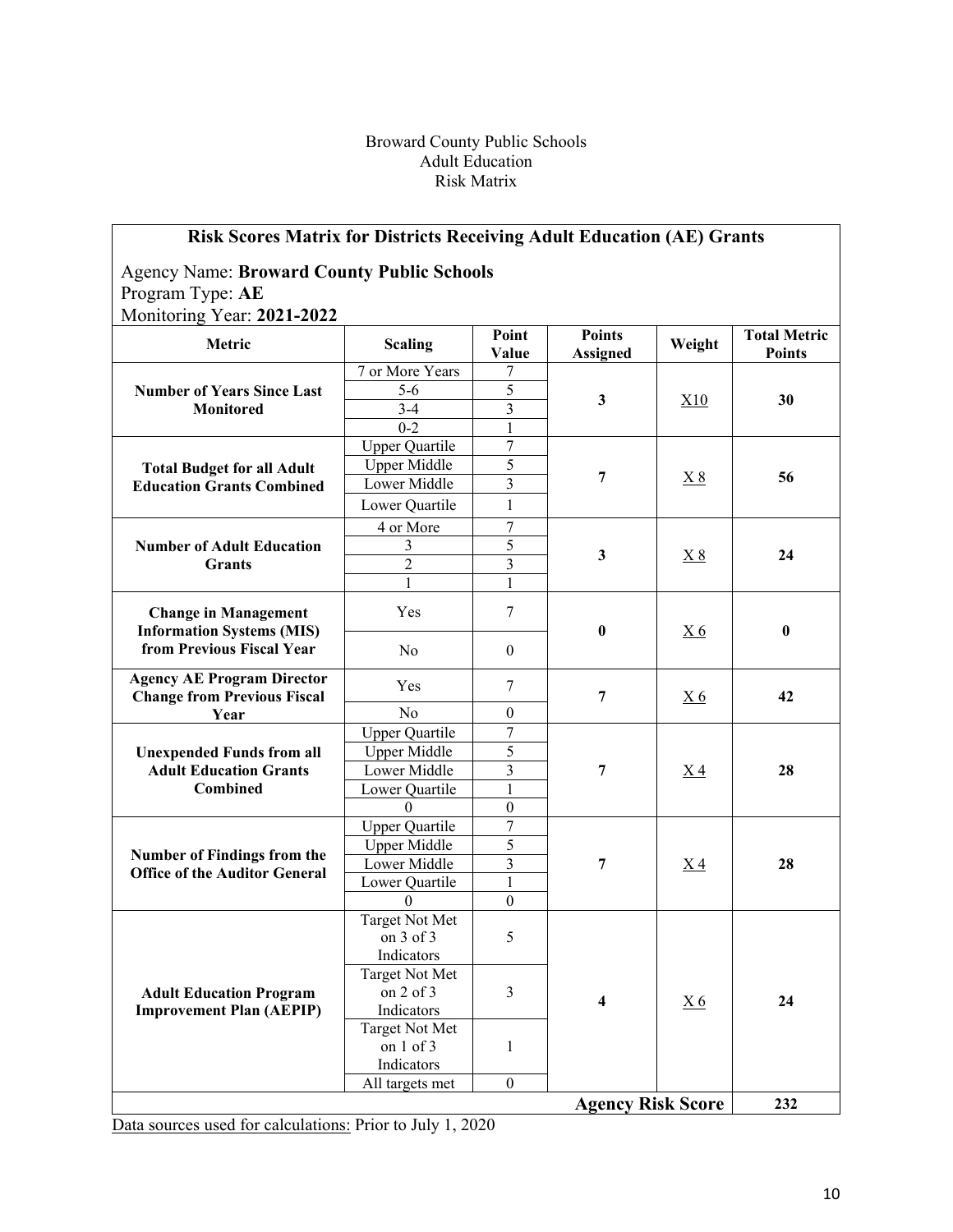Broward County Public Schools
Adult Education
Risk Matrix

**Risk Scores Matrix for Districts Receiving Adult Education (AE) Grants**

Agency Name: **Broward County Public Schools**
Program Type: **AE**
Monitoring Year: **2021-2022**

| Metric | Scaling | Point Value | Points Assigned | Weight | Total Metric Points |
|---|---|---|---|---|---|
| **Number of Years Since Last Monitored** | 7 or More Years | 7 | **3** | X10 | **30** |
| | 5-6 | 5 | | | |
| | 3-4 | 3 | | | |
| | 0-2 | 1 | | | |
| **Total Budget for all Adult Education Grants Combined** | Upper Quartile | 7 | **7** | X 8 | **56** |
| | Upper Middle | 5 | | | |
| | Lower Middle | 3 | | | |
| | Lower Quartile | 1 | | | |
| **Number of Adult Education Grants** | 4 or More | 7 | **3** | X 8 | **24** |
| | 3 | 5 | | | |
| | 2 | 3 | | | |
| | 1 | 1 | | | |
| **Change in Management Information Systems (MIS) from Previous Fiscal Year** | Yes | 7 | **0** | X 6 | **0** |
| | No | 0 | | | |
| **Agency AE Program Director Change from Previous Fiscal Year** | Yes | 7 | **7** | X 6 | **42** |
| | No | 0 | | | |
| **Unexpended Funds from all Adult Education Grants Combined** | Upper Quartile | 7 | **7** | X 4 | **28** |
| | Upper Middle | 5 | | | |
| | Lower Middle | 3 | | | |
| | Lower Quartile | 1 | | | |
| | 0 | 0 | | | |
| **Number of Findings from the Office of the Auditor General** | Upper Quartile | 7 | **7** | X 4 | **28** |
| | Upper Middle | 5 | | | |
| | Lower Middle | 3 | | | |
| | Lower Quartile | 1 | | | |
| | 0 | 0 | | | |
| **Adult Education Program Improvement Plan (AEPIP)** | Target Not Met on 3 of 3 Indicators | 5 | **4** | X 6 | **24** |
| | Target Not Met on 2 of 3 Indicators | 3 | | | |
| | Target Not Met on 1 of 3 Indicators | 1 | | | |
| | All targets met | 0 | | | |
| | | | **Agency Risk Score** | | **232** |

Data sources used for calculations: Prior to July 1, 2020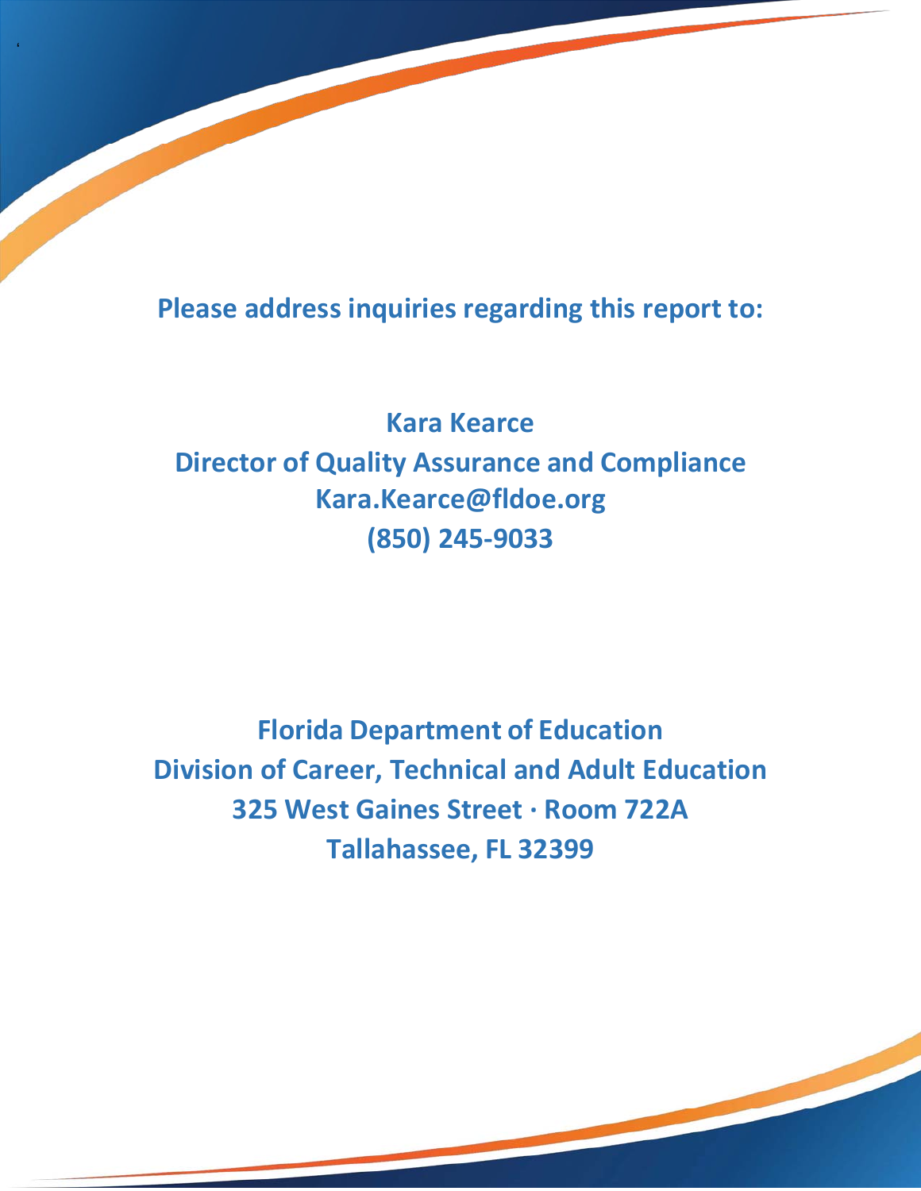**Please address inquiries regarding this report to:**

**Kara Kearce**
**Director of Quality Assurance and Compliance**
**Kara.Kearce@fldoe.org**
**(850) 245-9033**

**Florida Department of Education**
**Division of Career, Technical and Adult Education**
**325 West Gaines Street · Room 722A**
**Tallahassee, FL 32399**